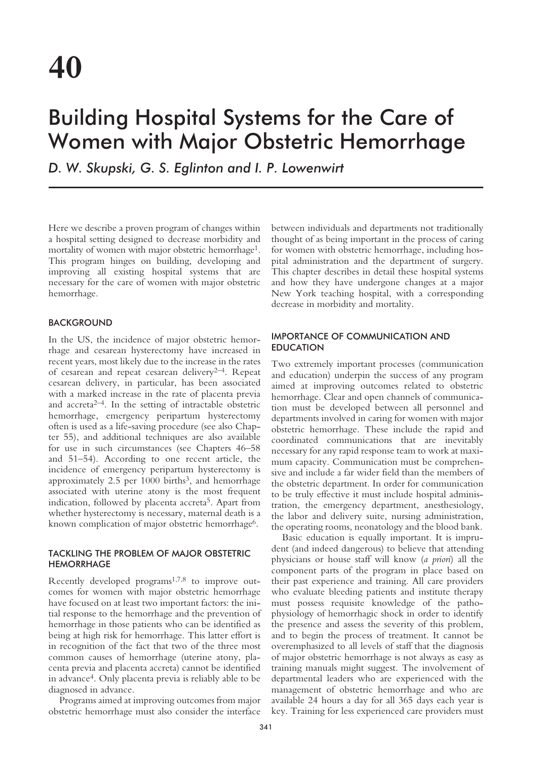# 40

# Building Hospital Systems for the Care of Women with Major Obstetric Hemorrhage

*D. W. Skupski, G. S. Eglinton and I. P. Lowenwirt*

Here we describe a proven program of changes within a hospital setting designed to decrease morbidity and mortality of women with major obstetric hemorrhage[1]. This program hinges on building, developing and improving all existing hospital systems that are necessary for the care of women with major obstetric hemorrhage.

## BACKGROUND

In the US, the incidence of major obstetric hemorrhage and cesarean hysterectomy have increased in recent years, most likely due to the increase in the rates of cesarean and repeat cesarean delivery[2–4]. Repeat cesarean delivery, in particular, has been associated with a marked increase in the rate of placenta previa and accreta[2–4]. In the setting of intractable obstetric hemorrhage, emergency peripartum hysterectomy often is used as a life-saving procedure (see also Chapter 55), and additional techniques are also available for use in such circumstances (see Chapters 46–58 and 51–54). According to one recent article, the incidence of emergency peripartum hysterectomy is approximately 2.5 per 1000 births[3], and hemorrhage associated with uterine atony is the most frequent indication, followed by placenta accreta[5]. Apart from whether hysterectomy is necessary, maternal death is a known complication of major obstetric hemorrhage[6].

## TACKLING THE PROBLEM OF MAJOR OBSTETRIC HEMORRHAGE

Recently developed programs[1,7,8] to improve outcomes for women with major obstetric hemorrhage have focused on at least two important factors: the initial response to the hemorrhage and the prevention of hemorrhage in those patients who can be identified as being at high risk for hemorrhage. This latter effort is in recognition of the fact that two of the three most common causes of hemorrhage (uterine atony, placenta previa and placenta accreta) cannot be identified in advance[4]. Only placenta previa is reliably able to be diagnosed in advance.

Programs aimed at improving outcomes from major obstetric hemorrhage must also consider the interface between individuals and departments not traditionally thought of as being important in the process of caring for women with obstetric hemorrhage, including hospital administration and the department of surgery. This chapter describes in detail these hospital systems and how they have undergone changes at a major New York teaching hospital, with a corresponding decrease in morbidity and mortality.

## IMPORTANCE OF COMMUNICATION AND EDUCATION

Two extremely important processes (communication and education) underpin the success of any program aimed at improving outcomes related to obstetric hemorrhage. Clear and open channels of communication must be developed between all personnel and departments involved in caring for women with major obstetric hemorrhage. These include the rapid and coordinated communications that are inevitably necessary for any rapid response team to work at maximum capacity. Communication must be comprehensive and include a far wider field than the members of the obstetric department. In order for communication to be truly effective it must include hospital administration, the emergency department, anesthesiology, the labor and delivery suite, nursing administration, the operating rooms, neonatology and the blood bank.

Basic education is equally important. It is imprudent (and indeed dangerous) to believe that attending physicians or house staff will know (*a priori*) all the component parts of the program in place based on their past experience and training. All care providers who evaluate bleeding patients and institute therapy must possess requisite knowledge of the pathophysiology of hemorrhagic shock in order to identify the presence and assess the severity of this problem, and to begin the process of treatment. It cannot be overemphasized to all levels of staff that the diagnosis of major obstetric hemorrhage is not always as easy as training manuals might suggest. The involvement of departmental leaders who are experienced with the management of obstetric hemorrhage and who are available 24 hours a day for all 365 days each year is key. Training for less experienced care providers must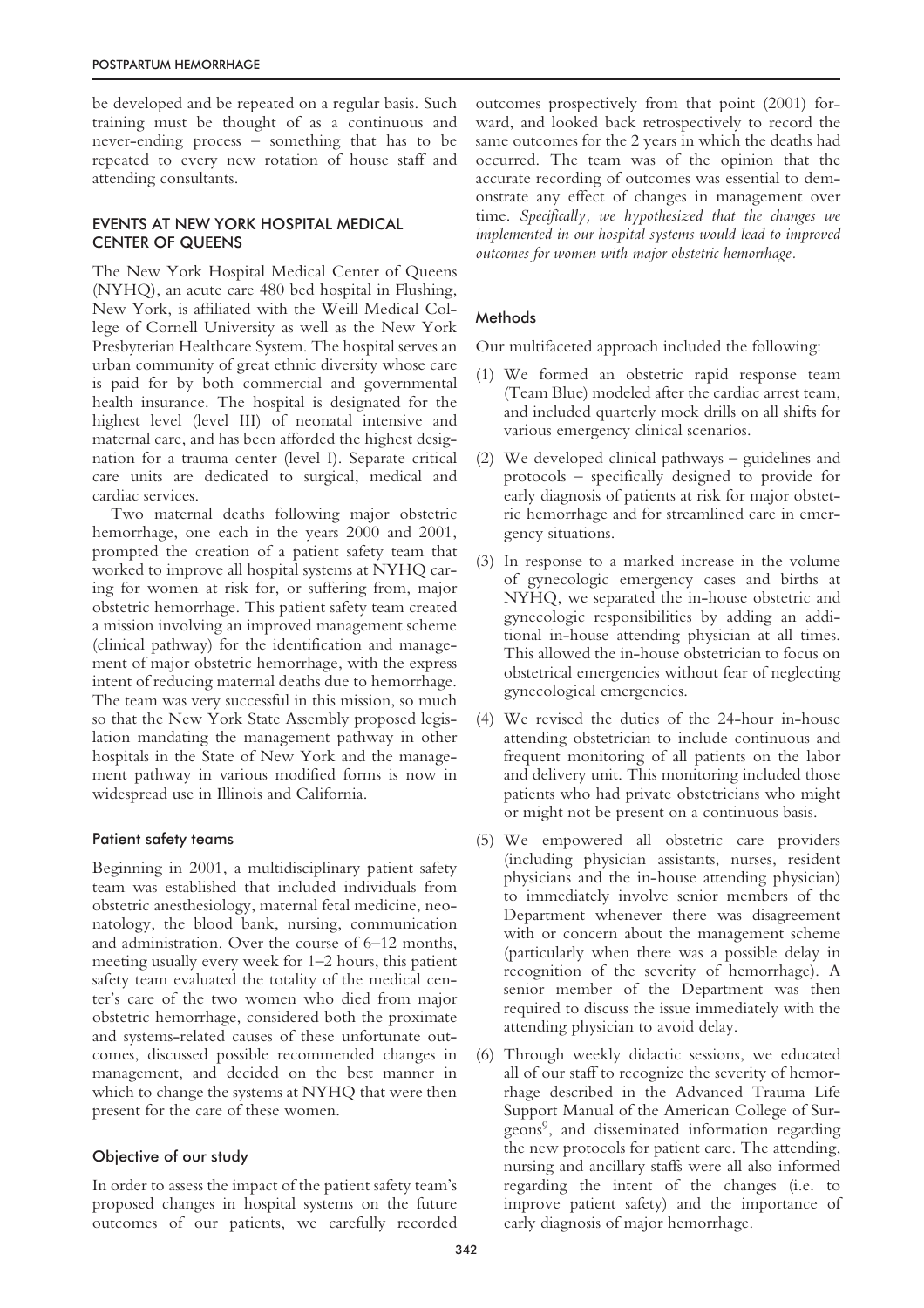be developed and be repeated on a regular basis. Such training must be thought of as a continuous and never-ending process – something that has to be repeated to every new rotation of house staff and attending consultants.

## EVENTS AT NEW YORK HOSPITAL MEDICAL CENTER OF QUEENS

The New York Hospital Medical Center of Queens (NYHQ), an acute care 480 bed hospital in Flushing, New York, is affiliated with the Weill Medical College of Cornell University as well as the New York Presbyterian Healthcare System. The hospital serves an urban community of great ethnic diversity whose care is paid for by both commercial and governmental health insurance. The hospital is designated for the highest level (level III) of neonatal intensive and maternal care, and has been afforded the highest designation for a trauma center (level I). Separate critical care units are dedicated to surgical, medical and cardiac services.

Two maternal deaths following major obstetric hemorrhage, one each in the years 2000 and 2001, prompted the creation of a patient safety team that worked to improve all hospital systems at NYHQ caring for women at risk for, or suffering from, major obstetric hemorrhage. This patient safety team created a mission involving an improved management scheme (clinical pathway) for the identification and management of major obstetric hemorrhage, with the express intent of reducing maternal deaths due to hemorrhage. The team was very successful in this mission, so much so that the New York State Assembly proposed legislation mandating the management pathway in other hospitals in the State of New York and the management pathway in various modified forms is now in widespread use in Illinois and California.

### Patient safety teams

Beginning in 2001, a multidisciplinary patient safety team was established that included individuals from obstetric anesthesiology, maternal fetal medicine, neonatology, the blood bank, nursing, communication and administration. Over the course of 6–12 months, meeting usually every week for 1–2 hours, this patient safety team evaluated the totality of the medical center's care of the two women who died from major obstetric hemorrhage, considered both the proximate and systems-related causes of these unfortunate outcomes, discussed possible recommended changes in management, and decided on the best manner in which to change the systems at NYHQ that were then present for the care of these women.

### Objective of our study

In order to assess the impact of the patient safety team's proposed changes in hospital systems on the future outcomes of our patients, we carefully recorded outcomes prospectively from that point (2001) forward, and looked back retrospectively to record the same outcomes for the 2 years in which the deaths had occurred. The team was of the opinion that the accurate recording of outcomes was essential to demonstrate any effect of changes in management over time. *Specifically, we hypothesized that the changes we implemented in our hospital systems would lead to improved outcomes for women with major obstetric hemorrhage.*

### Methods

Our multifaceted approach included the following:

1. We formed an obstetric rapid response team (Team Blue) modeled after the cardiac arrest team, and included quarterly mock drills on all shifts for various emergency clinical scenarios.
2. We developed clinical pathways – guidelines and protocols – specifically designed to provide for early diagnosis of patients at risk for major obstetric hemorrhage and for streamlined care in emergency situations.
3. In response to a marked increase in the volume of gynecologic emergency cases and births at NYHQ, we separated the in-house obstetric and gynecologic responsibilities by adding an additional in-house attending physician at all times. This allowed the in-house obstetrician to focus on obstetrical emergencies without fear of neglecting gynecological emergencies.
4. We revised the duties of the 24-hour in-house attending obstetrician to include continuous and frequent monitoring of all patients on the labor and delivery unit. This monitoring included those patients who had private obstetricians who might or might not be present on a continuous basis.
5. We empowered all obstetric care providers (including physician assistants, nurses, resident physicians and the in-house attending physician) to immediately involve senior members of the Department whenever there was disagreement with or concern about the management scheme (particularly when there was a possible delay in recognition of the severity of hemorrhage). A senior member of the Department was then required to discuss the issue immediately with the attending physician to avoid delay.
6. Through weekly didactic sessions, we educated all of our staff to recognize the severity of hemorrhage described in the Advanced Trauma Life Support Manual of the American College of Surgeons[9], and disseminated information regarding the new protocols for patient care. The attending, nursing and ancillary staffs were all also informed regarding the intent of the changes (i.e. to improve patient safety) and the importance of early diagnosis of major hemorrhage.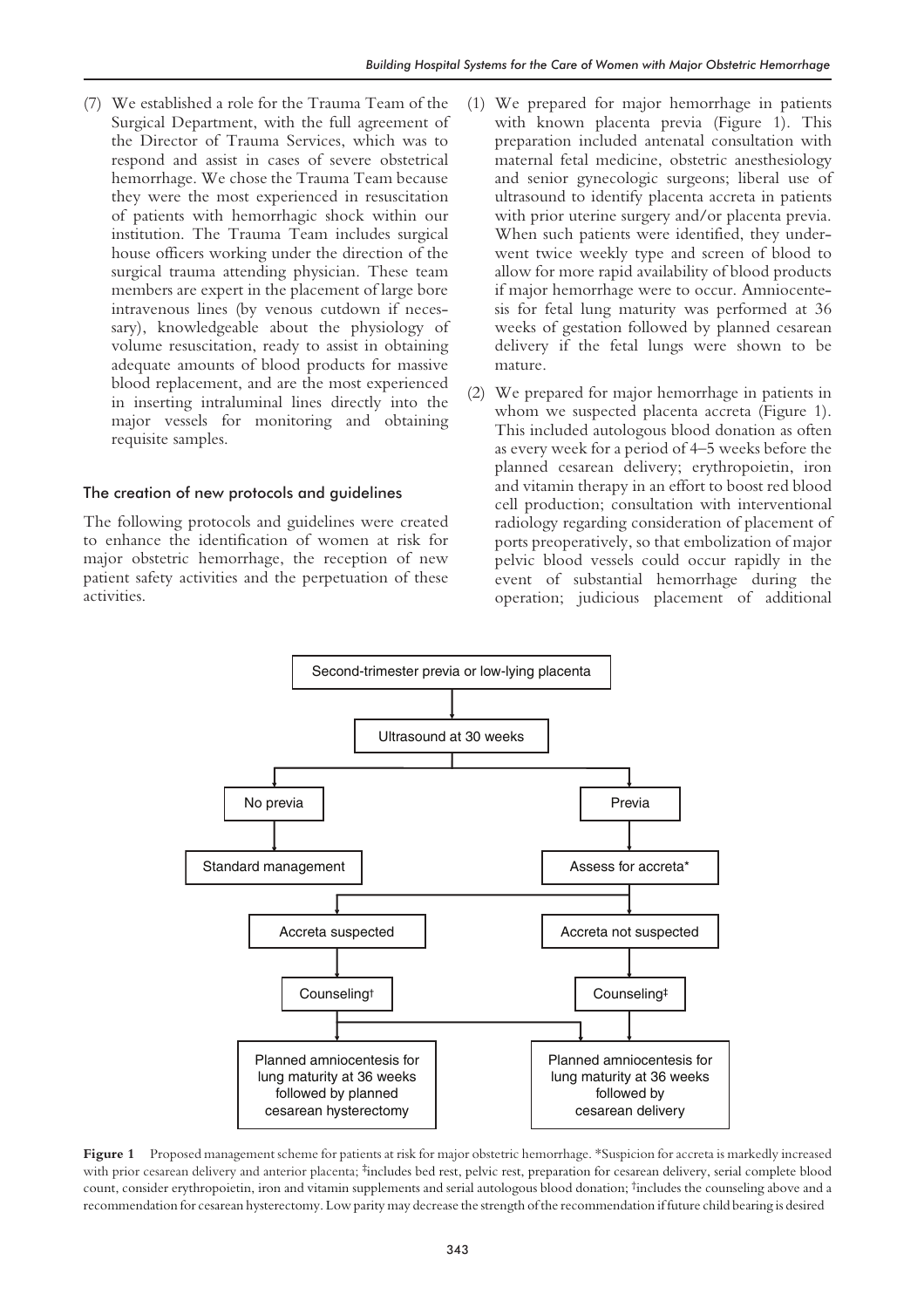(7) We established a role for the Trauma Team of the Surgical Department, with the full agreement of the Director of Trauma Services, which was to respond and assist in cases of severe obstetrical hemorrhage. We chose the Trauma Team because they were the most experienced in resuscitation of patients with hemorrhagic shock within our institution. The Trauma Team includes surgical house officers working under the direction of the surgical trauma attending physician. These team members are expert in the placement of large bore intravenous lines (by venous cutdown if necessary), knowledgeable about the physiology of volume resuscitation, ready to assist in obtaining adequate amounts of blood products for massive blood replacement, and are the most experienced in inserting intraluminal lines directly into the major vessels for monitoring and obtaining requisite samples.

### The creation of new protocols and guidelines

The following protocols and guidelines were created to enhance the identification of women at risk for major obstetric hemorrhage, the reception of new patient safety activities and the perpetuation of these activities.

(1) We prepared for major hemorrhage in patients with known placenta previa (Figure 1). This preparation included antenatal consultation with maternal fetal medicine, obstetric anesthesiology and senior gynecologic surgeons; liberal use of ultrasound to identify placenta accreta in patients with prior uterine surgery and/or placenta previa. When such patients were identified, they underwent twice weekly type and screen of blood to allow for more rapid availability of blood products if major hemorrhage were to occur. Amniocentesis for fetal lung maturity was performed at 36 weeks of gestation followed by planned cesarean delivery if the fetal lungs were shown to be mature.

(2) We prepared for major hemorrhage in patients in whom we suspected placenta accreta (Figure 1). This included autologous blood donation as often as every week for a period of 4–5 weeks before the planned cesarean delivery; erythropoietin, iron and vitamin therapy in an effort to boost red blood cell production; consultation with interventional radiology regarding consideration of placement of ports preoperatively, so that embolization of major pelvic blood vessels could occur rapidly in the event of substantial hemorrhage during the operation; judicious placement of additional

```
Second-trimester previa or low-lying placenta
        |
Ultrasound at 30 weeks
        |
   +----+-------------------+
   |                        |
No previa                 Previa
   |                        |
Standard management     Assess for accreta*
                            |
              +-------------+-------------+
              |                           |
      Accreta suspected          Accreta not suspected
              |                           |
         Counseling†                 Counseling‡
              |                           |
Planned amniocentesis for     Planned amniocentesis for
lung maturity at 36 weeks     lung maturity at 36 weeks
followed by planned           followed by
cesarean hysterectomy         cesarean delivery
```

**Figure 1** Proposed management scheme for patients at risk for major obstetric hemorrhage. *Suspicion for accreta is markedly increased with prior cesarean delivery and anterior placenta; ‡includes bed rest, pelvic rest, preparation for cesarean delivery, serial complete blood count, consider erythropoietin, iron and vitamin supplements and serial autologous blood donation; †includes the counseling above and a recommendation for cesarean hysterectomy. Low parity may decrease the strength of the recommendation if future child bearing is desired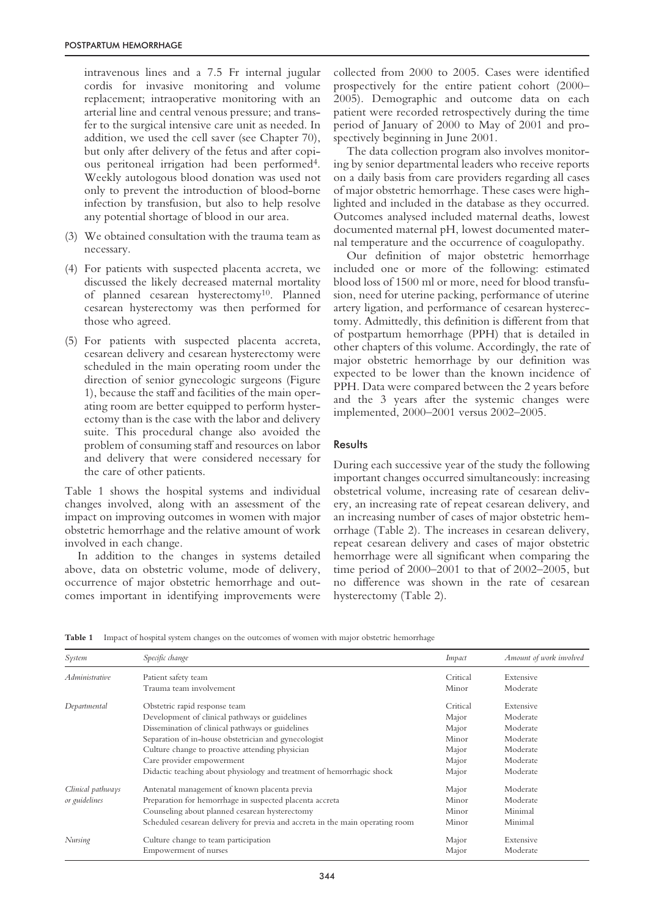intravenous lines and a 7.5 Fr internal jugular cordis for invasive monitoring and volume replacement; intraoperative monitoring with an arterial line and central venous pressure; and transfer to the surgical intensive care unit as needed. In addition, we used the cell saver (see Chapter 70), but only after delivery of the fetus and after copious peritoneal irrigation had been performed[4]. Weekly autologous blood donation was used not only to prevent the introduction of blood-borne infection by transfusion, but also to help resolve any potential shortage of blood in our area.

(3) We obtained consultation with the trauma team as necessary.

(4) For patients with suspected placenta accreta, we discussed the likely decreased maternal mortality of planned cesarean hysterectomy[10]. Planned cesarean hysterectomy was then performed for those who agreed.

(5) For patients with suspected placenta accreta, cesarean delivery and cesarean hysterectomy were scheduled in the main operating room under the direction of senior gynecologic surgeons (Figure 1), because the staff and facilities of the main operating room are better equipped to perform hysterectomy than is the case with the labor and delivery suite. This procedural change also avoided the problem of consuming staff and resources on labor and delivery that were considered necessary for the care of other patients.

Table 1 shows the hospital systems and individual changes involved, along with an assessment of the impact on improving outcomes in women with major obstetric hemorrhage and the relative amount of work involved in each change.

In addition to the changes in systems detailed above, data on obstetric volume, mode of delivery, occurrence of major obstetric hemorrhage and outcomes important in identifying improvements were collected from 2000 to 2005. Cases were identified prospectively for the entire patient cohort (2000–2005). Demographic and outcome data on each patient were recorded retrospectively during the time period of January of 2000 to May of 2001 and prospectively beginning in June 2001.

The data collection program also involves monitoring by senior departmental leaders who receive reports on a daily basis from care providers regarding all cases of major obstetric hemorrhage. These cases were highlighted and included in the database as they occurred. Outcomes analysed included maternal deaths, lowest documented maternal pH, lowest documented maternal temperature and the occurrence of coagulopathy.

Our definition of major obstetric hemorrhage included one or more of the following: estimated blood loss of 1500 ml or more, need for blood transfusion, need for uterine packing, performance of uterine artery ligation, and performance of cesarean hysterectomy. Admittedly, this definition is different from that of postpartum hemorrhage (PPH) that is detailed in other chapters of this volume. Accordingly, the rate of major obstetric hemorrhage by our definition was expected to be lower than the known incidence of PPH. Data were compared between the 2 years before and the 3 years after the systemic changes were implemented, 2000–2001 versus 2002–2005.

## Results

During each successive year of the study the following important changes occurred simultaneously: increasing obstetrical volume, increasing rate of cesarean delivery, an increasing rate of repeat cesarean delivery, and an increasing number of cases of major obstetric hemorrhage (Table 2). The increases in cesarean delivery, repeat cesarean delivery and cases of major obstetric hemorrhage were all significant when comparing the time period of 2000–2001 to that of 2002–2005, but no difference was shown in the rate of cesarean hysterectomy (Table 2).

**Table 1** Impact of hospital system changes on the outcomes of women with major obstetric hemorrhage

| *System* | *Specific change* | *Impact* | *Amount of work involved* |
|---|---|---|---|
| *Administrative* | Patient safety team | Critical | Extensive |
| | Trauma team involvement | Minor | Moderate |
| *Departmental* | Obstetric rapid response team | Critical | Extensive |
| | Development of clinical pathways or guidelines | Major | Moderate |
| | Dissemination of clinical pathways or guidelines | Major | Moderate |
| | Separation of in-house obstetrician and gynecologist | Minor | Moderate |
| | Culture change to proactive attending physician | Major | Moderate |
| | Care provider empowerment | Major | Moderate |
| | Didactic teaching about physiology and treatment of hemorrhagic shock | Major | Moderate |
| *Clinical pathways or guidelines* | Antenatal management of known placenta previa | Major | Moderate |
| | Preparation for hemorrhage in suspected placenta accreta | Minor | Moderate |
| | Counseling about planned cesarean hysterectomy | Minor | Minimal |
| | Scheduled cesarean delivery for previa and accreta in the main operating room | Minor | Minimal |
| *Nursing* | Culture change to team participation | Major | Extensive |
| | Empowerment of nurses | Major | Moderate |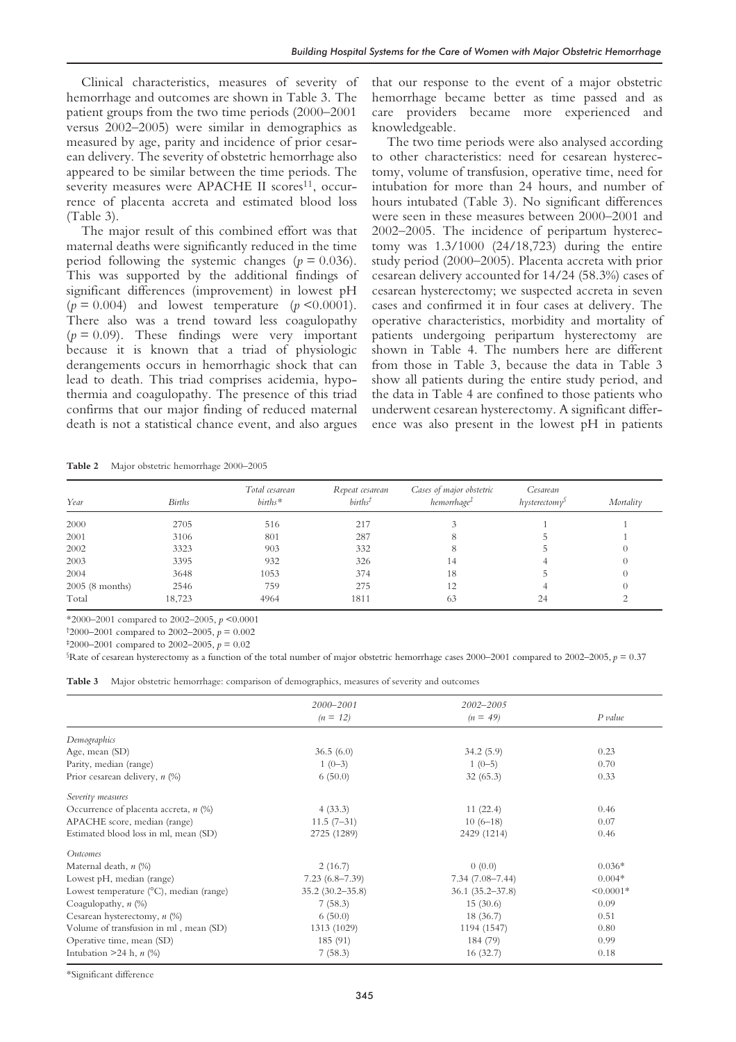Clinical characteristics, measures of severity of hemorrhage and outcomes are shown in Table 3. The patient groups from the two time periods (2000–2001 versus 2002–2005) were similar in demographics as measured by age, parity and incidence of prior cesarean delivery. The severity of obstetric hemorrhage also appeared to be similar between the time periods. The severity measures were APACHE II scores[11], occurrence of placenta accreta and estimated blood loss (Table 3).

The major result of this combined effort was that maternal deaths were significantly reduced in the time period following the systemic changes ($p = 0.036$). This was supported by the additional findings of significant differences (improvement) in lowest pH ($p = 0.004$) and lowest temperature ($p < 0.0001$). There also was a trend toward less coagulopathy ($p = 0.09$). These findings were very important because it is known that a triad of physiologic derangements occurs in hemorrhagic shock that can lead to death. This triad comprises acidemia, hypothermia and coagulopathy. The presence of this triad confirms that our major finding of reduced maternal death is not a statistical chance event, and also argues that our response to the event of a major obstetric hemorrhage became better as time passed and as care providers became more experienced and knowledgeable.

The two time periods were also analysed according to other characteristics: need for cesarean hysterectomy, volume of transfusion, operative time, need for intubation for more than 24 hours, and number of hours intubated (Table 3). No significant differences were seen in these measures between 2000–2001 and 2002–2005. The incidence of peripartum hysterectomy was 1.3/1000 (24/18,723) during the entire study period (2000–2005). Placenta accreta with prior cesarean delivery accounted for 14/24 (58.3%) cases of cesarean hysterectomy; we suspected accreta in seven cases and confirmed it in four cases at delivery. The operative characteristics, morbidity and mortality of patients undergoing peripartum hysterectomy are shown in Table 4. The numbers here are different from those in Table 3, because the data in Table 3 show all patients during the entire study period, and the data in Table 4 are confined to those patients who underwent cesarean hysterectomy. A significant difference was also present in the lowest pH in patients

**Table 2** Major obstetric hemorrhage 2000–2005

| Year | Births | Total cesarean births* | Repeat cesarean births† | Cases of major obstetric hemorrhage‡ | Cesarean hysterectomy§ | Mortality |
|---|---|---|---|---|---|---|
| 2000 | 2705 | 516 | 217 | 3 | 1 | 1 |
| 2001 | 3106 | 801 | 287 | 8 | 5 | 1 |
| 2002 | 3323 | 903 | 332 | 8 | 5 | 0 |
| 2003 | 3395 | 932 | 326 | 14 | 4 | 0 |
| 2004 | 3648 | 1053 | 374 | 18 | 5 | 0 |
| 2005 (8 months) | 2546 | 759 | 275 | 12 | 4 | 0 |
| Total | 18,723 | 4964 | 1811 | 63 | 24 | 2 |

*2000–2001 compared to 2002–2005, $p < 0.0001$

†2000–2001 compared to 2002–2005, $p = 0.002$

‡2000–2001 compared to 2002–2005, $p = 0.02$

§Rate of cesarean hysterectomy as a function of the total number of major obstetric hemorrhage cases 2000–2001 compared to 2002–2005, $p = 0.37$

**Table 3** Major obstetric hemorrhage: comparison of demographics, measures of severity and outcomes

| | 2000–2001 ($n = 12$) | 2002–2005 ($n = 49$) | P value |
|---|---|---|---|
| *Demographics* | | | |
| Age, mean (SD) | 36.5 (6.0) | 34.2 (5.9) | 0.23 |
| Parity, median (range) | 1 (0–3) | 1 (0–5) | 0.70 |
| Prior cesarean delivery, *n* (%) | 6 (50.0) | 32 (65.3) | 0.33 |
| *Severity measures* | | | |
| Occurrence of placenta accreta, *n* (%) | 4 (33.3) | 11 (22.4) | 0.46 |
| APACHE score, median (range) | 11.5 (7–31) | 10 (6–18) | 0.07 |
| Estimated blood loss in ml, mean (SD) | 2725 (1289) | 2429 (1214) | 0.46 |
| *Outcomes* | | | |
| Maternal death, *n* (%) | 2 (16.7) | 0 (0.0) | 0.036* |
| Lowest pH, median (range) | 7.23 (6.8–7.39) | 7.34 (7.08–7.44) | 0.004* |
| Lowest temperature (°C), median (range) | 35.2 (30.2–35.8) | 36.1 (35.2–37.8) | <0.0001* |
| Coagulopathy, *n* (%) | 7 (58.3) | 15 (30.6) | 0.09 |
| Cesarean hysterectomy, *n* (%) | 6 (50.0) | 18 (36.7) | 0.51 |
| Volume of transfusion in ml , mean (SD) | 1313 (1029) | 1194 (1547) | 0.80 |
| Operative time, mean (SD) | 185 (91) | 184 (79) | 0.99 |
| Intubation >24 h, *n* (%) | 7 (58.3) | 16 (32.7) | 0.18 |

*Significant difference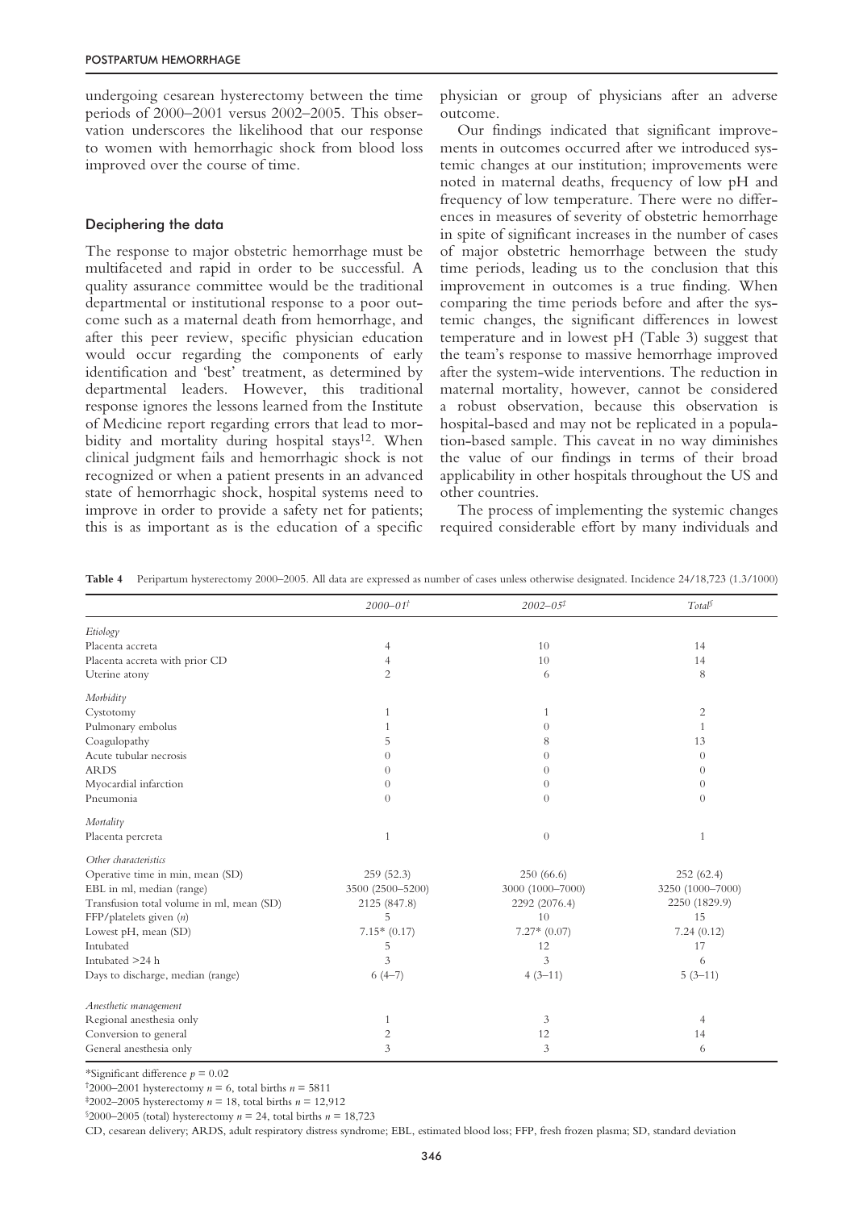undergoing cesarean hysterectomy between the time periods of 2000–2001 versus 2002–2005. This observation underscores the likelihood that our response to women with hemorrhagic shock from blood loss improved over the course of time.

## Deciphering the data

The response to major obstetric hemorrhage must be multifaceted and rapid in order to be successful. A quality assurance committee would be the traditional departmental or institutional response to a poor outcome such as a maternal death from hemorrhage, and after this peer review, specific physician education would occur regarding the components of early identification and 'best' treatment, as determined by departmental leaders. However, this traditional response ignores the lessons learned from the Institute of Medicine report regarding errors that lead to morbidity and mortality during hospital stays[12]. When clinical judgment fails and hemorrhagic shock is not recognized or when a patient presents in an advanced state of hemorrhagic shock, hospital systems need to improve in order to provide a safety net for patients; this is as important as is the education of a specific physician or group of physicians after an adverse outcome.

Our findings indicated that significant improvements in outcomes occurred after we introduced systemic changes at our institution; improvements were noted in maternal deaths, frequency of low pH and frequency of low temperature. There were no differences in measures of severity of obstetric hemorrhage in spite of significant increases in the number of cases of major obstetric hemorrhage between the study time periods, leading us to the conclusion that this improvement in outcomes is a true finding. When comparing the time periods before and after the systemic changes, the significant differences in lowest temperature and in lowest pH (Table 3) suggest that the team's response to massive hemorrhage improved after the system-wide interventions. The reduction in maternal mortality, however, cannot be considered a robust observation, because this observation is hospital-based and may not be replicated in a population-based sample. This caveat in no way diminishes the value of our findings in terms of their broad applicability in other hospitals throughout the US and other countries.

The process of implementing the systemic changes required considerable effort by many individuals and

**Table 4** Peripartum hysterectomy 2000–2005. All data are expressed as number of cases unless otherwise designated. Incidence 24/18,723 (1.3/1000)

| | *2000–01*[†] | *2002–05*[‡] | *Total*[§] |
|---|---|---|---|
| *Etiology* | | | |
| Placenta accreta | 4 | 10 | 14 |
| Placenta accreta with prior CD | 4 | 10 | 14 |
| Uterine atony | 2 | 6 | 8 |
| *Morbidity* | | | |
| Cystotomy | 1 | 1 | 2 |
| Pulmonary embolus | 1 | 0 | 1 |
| Coagulopathy | 5 | 8 | 13 |
| Acute tubular necrosis | 0 | 0 | 0 |
| ARDS | 0 | 0 | 0 |
| Myocardial infarction | 0 | 0 | 0 |
| Pneumonia | 0 | 0 | 0 |
| *Mortality* | | | |
| Placenta percreta | 1 | 0 | 1 |
| *Other characteristics* | | | |
| Operative time in min, mean (SD) | 259 (52.3) | 250 (66.6) | 252 (62.4) |
| EBL in ml, median (range) | 3500 (2500–5200) | 3000 (1000–7000) | 3250 (1000–7000) |
| Transfusion total volume in ml, mean (SD) | 2125 (847.8) | 2292 (2076.4) | 2250 (1829.9) |
| FFP/platelets given ($n$) | 5 | 10 | 15 |
| Lowest pH, mean (SD) | 7.15* (0.17) | 7.27* (0.07) | 7.24 (0.12) |
| Intubated | 5 | 12 | 17 |
| Intubated >24 h | 3 | 3 | 6 |
| Days to discharge, median (range) | 6 (4–7) | 4 (3–11) | 5 (3–11) |
| *Anesthetic management* | | | |
| Regional anesthesia only | 1 | 3 | 4 |
| Conversion to general | 2 | 12 | 14 |
| General anesthesia only | 3 | 3 | 6 |

*Significant difference $p = 0.02$

[†]2000–2001 hysterectomy $n = 6$, total births $n = 5811$

[‡]2002–2005 hysterectomy $n = 18$, total births $n = 12{,}912$

[§]2000–2005 (total) hysterectomy $n = 24$, total births $n = 18{,}723$

CD, cesarean delivery; ARDS, adult respiratory distress syndrome; EBL, estimated blood loss; FFP, fresh frozen plasma; SD, standard deviation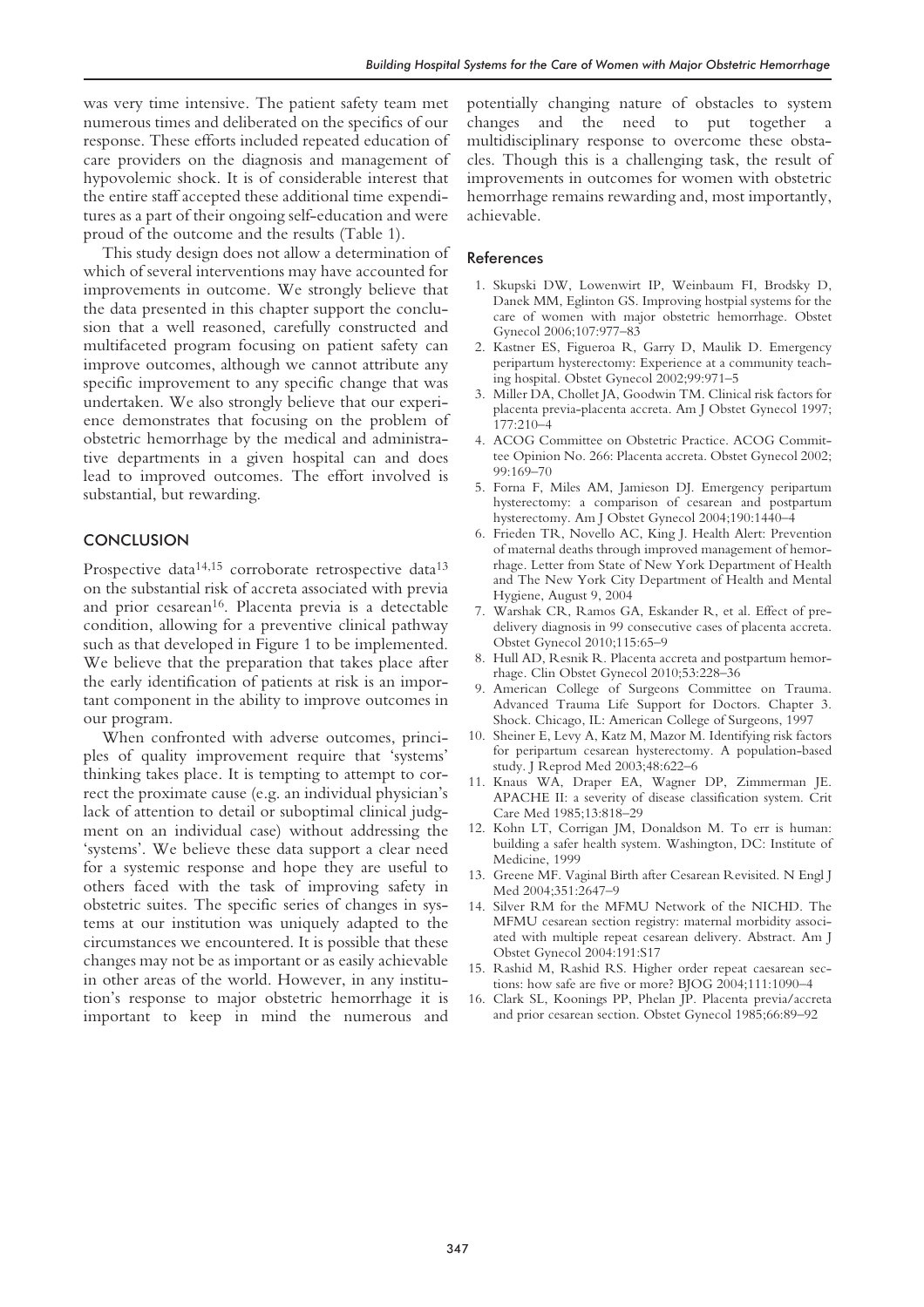was very time intensive. The patient safety team met numerous times and deliberated on the specifics of our response. These efforts included repeated education of care providers on the diagnosis and management of hypovolemic shock. It is of considerable interest that the entire staff accepted these additional time expenditures as a part of their ongoing self-education and were proud of the outcome and the results (Table 1).

This study design does not allow a determination of which of several interventions may have accounted for improvements in outcome. We strongly believe that the data presented in this chapter support the conclusion that a well reasoned, carefully constructed and multifaceted program focusing on patient safety can improve outcomes, although we cannot attribute any specific improvement to any specific change that was undertaken. We also strongly believe that our experience demonstrates that focusing on the problem of obstetric hemorrhage by the medical and administrative departments in a given hospital can and does lead to improved outcomes. The effort involved is substantial, but rewarding.

## CONCLUSION

Prospective data[14,15] corroborate retrospective data[13] on the substantial risk of accreta associated with previa and prior cesarean[16]. Placenta previa is a detectable condition, allowing for a preventive clinical pathway such as that developed in Figure 1 to be implemented. We believe that the preparation that takes place after the early identification of patients at risk is an important component in the ability to improve outcomes in our program.

When confronted with adverse outcomes, principles of quality improvement require that 'systems' thinking takes place. It is tempting to attempt to correct the proximate cause (e.g. an individual physician's lack of attention to detail or suboptimal clinical judgment on an individual case) without addressing the 'systems'. We believe these data support a clear need for a systemic response and hope they are useful to others faced with the task of improving safety in obstetric suites. The specific series of changes in systems at our institution was uniquely adapted to the circumstances we encountered. It is possible that these changes may not be as important or as easily achievable in other areas of the world. However, in any institution's response to major obstetric hemorrhage it is important to keep in mind the numerous and potentially changing nature of obstacles to system changes and the need to put together a multidisciplinary response to overcome these obstacles. Though this is a challenging task, the result of improvements in outcomes for women with obstetric hemorrhage remains rewarding and, most importantly, achievable.

## References

1. Skupski DW, Lowenwirt IP, Weinbaum FI, Brodsky D, Danek MM, Eglinton GS. Improving hostpial systems for the care of women with major obstetric hemorrhage. Obstet Gynecol 2006;107:977–83
2. Kastner ES, Figueroa R, Garry D, Maulik D. Emergency peripartum hysterectomy: Experience at a community teaching hospital. Obstet Gynecol 2002;99:971–5
3. Miller DA, Chollet JA, Goodwin TM. Clinical risk factors for placenta previa-placenta accreta. Am J Obstet Gynecol 1997; 177:210–4
4. ACOG Committee on Obstetric Practice. ACOG Committee Opinion No. 266: Placenta accreta. Obstet Gynecol 2002; 99:169–70
5. Forna F, Miles AM, Jamieson DJ. Emergency peripartum hysterectomy: a comparison of cesarean and postpartum hysterectomy. Am J Obstet Gynecol 2004;190:1440–4
6. Frieden TR, Novello AC, King J. Health Alert: Prevention of maternal deaths through improved management of hemorrhage. Letter from State of New York Department of Health and The New York City Department of Health and Mental Hygiene, August 9, 2004
7. Warshak CR, Ramos GA, Eskander R, et al. Effect of predelivery diagnosis in 99 consecutive cases of placenta accreta. Obstet Gynecol 2010;115:65–9
8. Hull AD, Resnik R. Placenta accreta and postpartum hemorrhage. Clin Obstet Gynecol 2010;53:228–36
9. American College of Surgeons Committee on Trauma. Advanced Trauma Life Support for Doctors. Chapter 3. Shock. Chicago, IL: American College of Surgeons, 1997
10. Sheiner E, Levy A, Katz M, Mazor M. Identifying risk factors for peripartum cesarean hysterectomy. A population-based study. J Reprod Med 2003;48:622–6
11. Knaus WA, Draper EA, Wagner DP, Zimmerman JE. APACHE II: a severity of disease classification system. Crit Care Med 1985;13:818–29
12. Kohn LT, Corrigan JM, Donaldson M. To err is human: building a safer health system. Washington, DC: Institute of Medicine, 1999
13. Greene MF. Vaginal Birth after Cesarean Revisited. N Engl J Med 2004;351:2647–9
14. Silver RM for the MFMU Network of the NICHD. The MFMU cesarean section registry: maternal morbidity associated with multiple repeat cesarean delivery. Abstract. Am J Obstet Gynecol 2004:191:S17
15. Rashid M, Rashid RS. Higher order repeat caesarean sections: how safe are five or more? BJOG 2004;111:1090–4
16. Clark SL, Koonings PP, Phelan JP. Placenta previa/accreta and prior cesarean section. Obstet Gynecol 1985;66:89–92